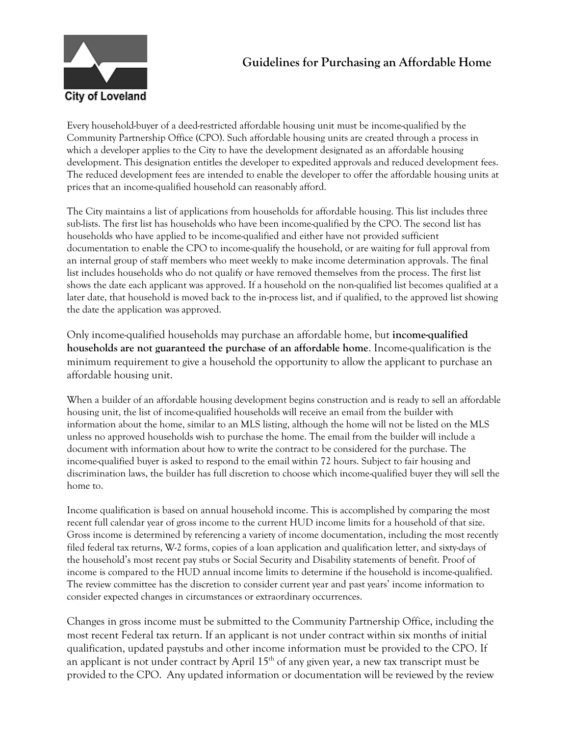# Guidelines for Purchasing an Affordable Home

City of Loveland

Every household-buyer of a deed-restricted affordable housing unit must be income-qualified by the Community Partnership Office (CPO). Such affordable housing units are created through a process in which a developer applies to the City to have the development designated as an affordable housing development. This designation entitles the developer to expedited approvals and reduced development fees. The reduced development fees are intended to enable the developer to offer the affordable housing units at prices that an income-qualified household can reasonably afford.

The City maintains a list of applications from households for affordable housing. This list includes three sub-lists. The first list has households who have been income-qualified by the CPO. The second list has households who have applied to be income-qualified and either have not provided sufficient documentation to enable the CPO to income-qualify the household, or are waiting for full approval from an internal group of staff members who meet weekly to make income determination approvals. The final list includes households who do not qualify or have removed themselves from the process. The first list shows the date each applicant was approved. If a household on the non-qualified list becomes qualified at a later date, that household is moved back to the in-process list, and if qualified, to the approved list showing the date the application was approved.

Only income-qualified households may purchase an affordable home, but **income-qualified households are not guaranteed the purchase of an affordable home**. Income-qualification is the minimum requirement to give a household the opportunity to allow the applicant to purchase an affordable housing unit.

When a builder of an affordable housing development begins construction and is ready to sell an affordable housing unit, the list of income-qualified households will receive an email from the builder with information about the home, similar to an MLS listing, although the home will not be listed on the MLS unless no approved households wish to purchase the home. The email from the builder will include a document with information about how to write the contract to be considered for the purchase. The income-qualified buyer is asked to respond to the email within 72 hours. Subject to fair housing and discrimination laws, the builder has full discretion to choose which income-qualified buyer they will sell the home to.

Income qualification is based on annual household income. This is accomplished by comparing the most recent full calendar year of gross income to the current HUD income limits for a household of that size. Gross income is determined by referencing a variety of income documentation, including the most recently filed federal tax returns, W-2 forms, copies of a loan application and qualification letter, and sixty-days of the household's most recent pay stubs or Social Security and Disability statements of benefit. Proof of income is compared to the HUD annual income limits to determine if the household is income-qualified. The review committee has the discretion to consider current year and past years' income information to consider expected changes in circumstances or extraordinary occurrences.

Changes in gross income must be submitted to the Community Partnership Office, including the most recent Federal tax return. If an applicant is not under contract within six months of initial qualification, updated paystubs and other income information must be provided to the CPO. If an applicant is not under contract by April 15th of any given year, a new tax transcript must be provided to the CPO. Any updated information or documentation will be reviewed by the review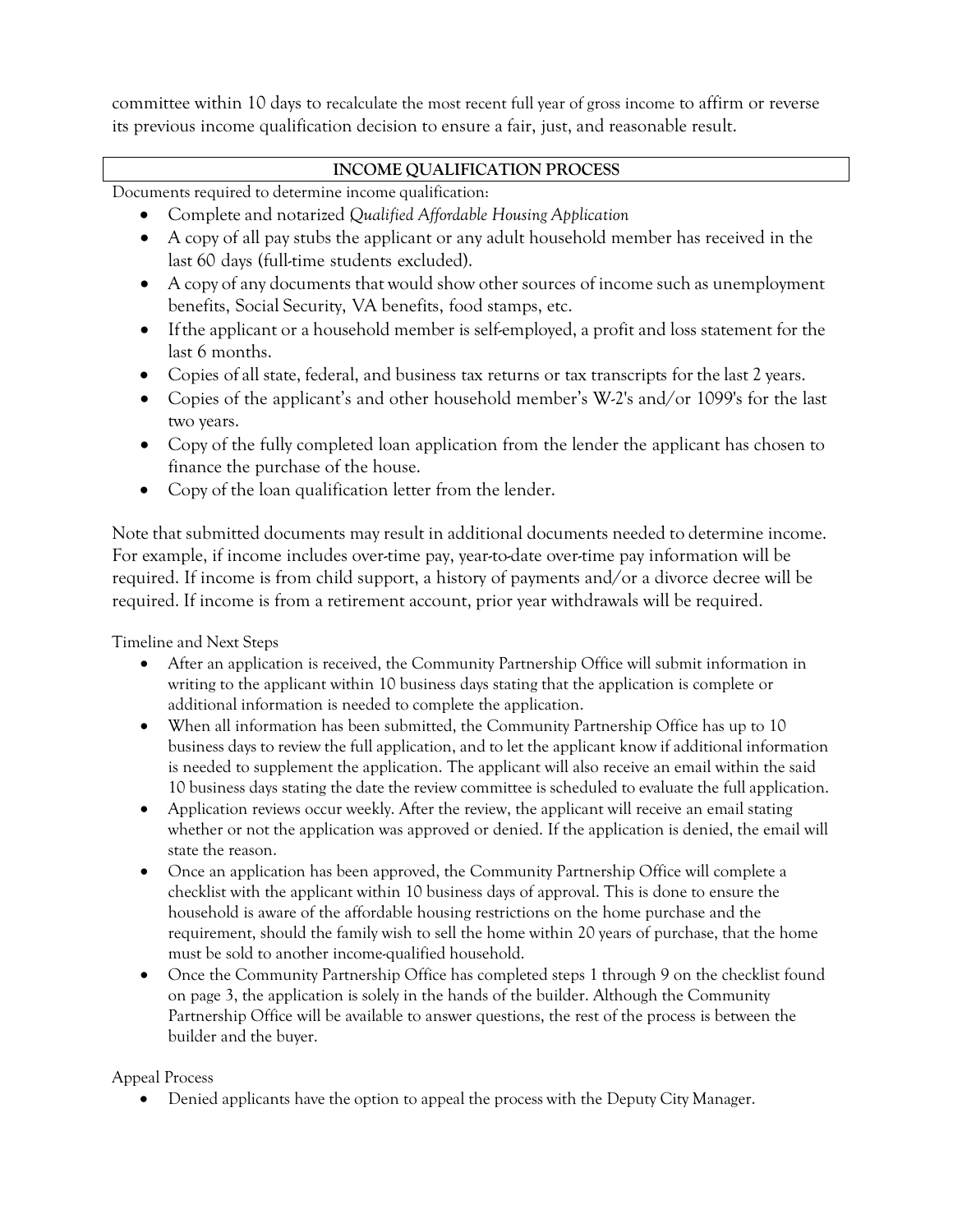committee within 10 days to recalculate the most recent full year of gross income to affirm or reverse its previous income qualification decision to ensure a fair, just, and reasonable result.

## INCOME QUALIFICATION PROCESS

Documents required to determine income qualification:

- Complete and notarized *Qualified Affordable Housing Application*
- A copy of all pay stubs the applicant or any adult household member has received in the last 60 days (full-time students excluded).
- A copy of any documents that would show other sources of income such as unemployment benefits, Social Security, VA benefits, food stamps, etc.
- If the applicant or a household member is self-employed, a profit and loss statement for the last 6 months.
- Copies of all state, federal, and business tax returns or tax transcripts for the last 2 years.
- Copies of the applicant's and other household member's W-2's and/or 1099's for the last two years.
- Copy of the fully completed loan application from the lender the applicant has chosen to finance the purchase of the house.
- Copy of the loan qualification letter from the lender.

Note that submitted documents may result in additional documents needed to determine income. For example, if income includes over-time pay, year-to-date over-time pay information will be required. If income is from child support, a history of payments and/or a divorce decree will be required. If income is from a retirement account, prior year withdrawals will be required.

Timeline and Next Steps

- After an application is received, the Community Partnership Office will submit information in writing to the applicant within 10 business days stating that the application is complete or additional information is needed to complete the application.
- When all information has been submitted, the Community Partnership Office has up to 10 business days to review the full application, and to let the applicant know if additional information is needed to supplement the application. The applicant will also receive an email within the said 10 business days stating the date the review committee is scheduled to evaluate the full application.
- Application reviews occur weekly. After the review, the applicant will receive an email stating whether or not the application was approved or denied. If the application is denied, the email will state the reason.
- Once an application has been approved, the Community Partnership Office will complete a checklist with the applicant within 10 business days of approval. This is done to ensure the household is aware of the affordable housing restrictions on the home purchase and the requirement, should the family wish to sell the home within 20 years of purchase, that the home must be sold to another income-qualified household.
- Once the Community Partnership Office has completed steps 1 through 9 on the checklist found on page 3, the application is solely in the hands of the builder. Although the Community Partnership Office will be available to answer questions, the rest of the process is between the builder and the buyer.

Appeal Process

- Denied applicants have the option to appeal the process with the Deputy City Manager.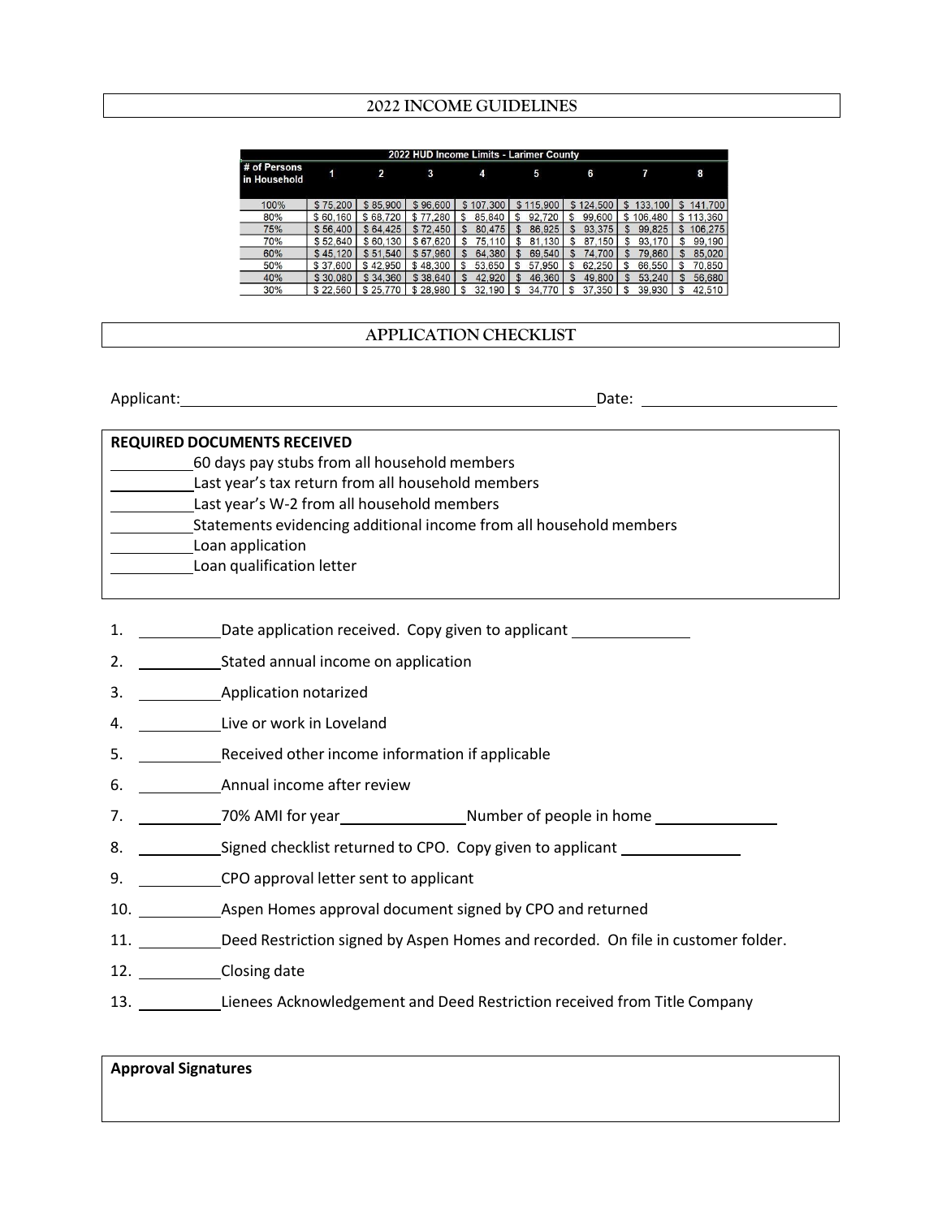## 2022 INCOME GUIDELINES

| 2022 HUD Income Limits - Larimer County | | | | | | | | |
|---|---|---|---|---|---|---|---|---|
| # of Persons in Household | 1 | 2 | 3 | 4 | 5 | 6 | 7 | 8 |
| 100% | $ 75,200 | $ 85,900 | $ 96,600 | $ 107,300 | $ 115,900 | $ 124,500 | $ 133,100 | $ 141,700 |
| 80% | $ 60,160 | $ 68,720 | $ 77,280 | $ 85,840 | $ 92,720 | $ 99,600 | $ 106,480 | $ 113,360 |
| 75% | $ 56,400 | $ 64,425 | $ 72,450 | $ 80,475 | $ 86,925 | $ 93,375 | $ 99,825 | $ 106,275 |
| 70% | $ 52,640 | $ 60,130 | $ 67,620 | $ 75,110 | $ 81,130 | $ 87,150 | $ 93,170 | $ 99,190 |
| 60% | $ 45,120 | $ 51,540 | $ 57,960 | $ 64,380 | $ 69,540 | $ 74,700 | $ 79,860 | $ 85,020 |
| 50% | $ 37,600 | $ 42,950 | $ 48,300 | $ 53,650 | $ 57,950 | $ 62,250 | $ 66,550 | $ 70,850 |
| 40% | $ 30,080 | $ 34,360 | $ 38,640 | $ 42,920 | $ 46,360 | $ 49,800 | $ 53,240 | $ 56,680 |
| 30% | $ 22,560 | $ 25,770 | $ 28,980 | $ 32,190 | $ 34,770 | $ 37,350 | $ 39,930 | $ 42,510 |

## APPLICATION CHECKLIST

Applicant: ______________________________________ Date: ____________________

**REQUIRED DOCUMENTS RECEIVED**

__________ 60 days pay stubs from all household members
__________ Last year's tax return from all household members
__________ Last year's W-2 from all household members
__________ Statements evidencing additional income from all household members
__________ Loan application
__________ Loan qualification letter

1. __________ Date application received. Copy given to applicant ____________
2. __________ Stated annual income on application
3. __________ Application notarized
4. __________ Live or work in Loveland
5. __________ Received other income information if applicable
6. __________ Annual income after review
7. __________ 70% AMI for year ____________ Number of people in home ____________
8. __________ Signed checklist returned to CPO. Copy given to applicant ____________
9. __________ CPO approval letter sent to applicant
10. __________ Aspen Homes approval document signed by CPO and returned
11. __________ Deed Restriction signed by Aspen Homes and recorded. On file in customer folder.
12. __________ Closing date
13. __________ Lienees Acknowledgement and Deed Restriction received from Title Company

**Approval Signatures**